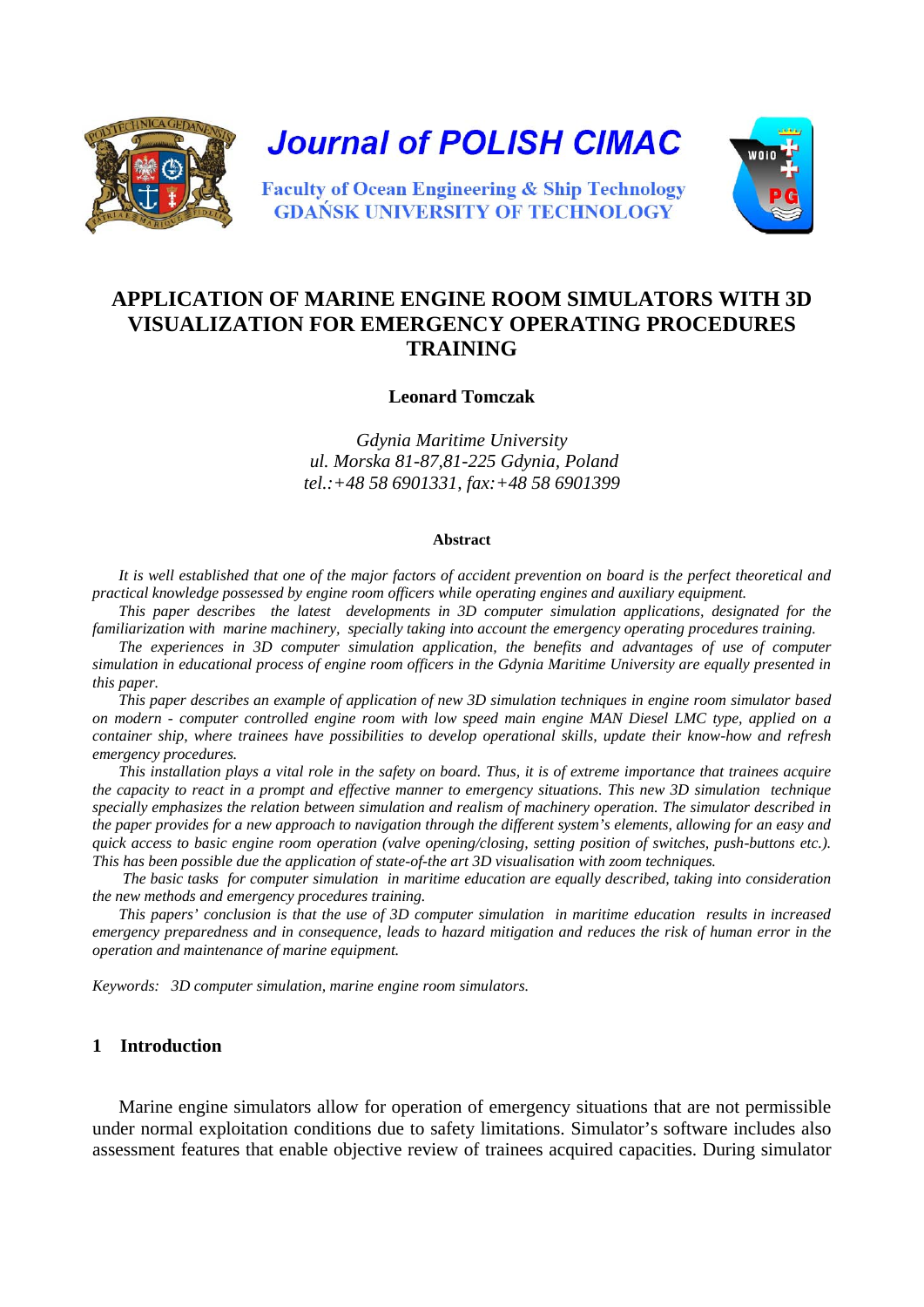# Journal of POLISH CIMAC

Faculty of Ocean Engineering & Ship Technology
GDAŃSK UNIVERSITY OF TECHNOLOGY

## APPLICATION OF MARINE ENGINE ROOM SIMULATORS WITH 3D VISUALIZATION FOR EMERGENCY OPERATING PROCEDURES TRAINING

**Leonard Tomczak**

*Gdynia Maritime University*
*ul. Morska 81-87,81-225 Gdynia, Poland*
*tel.:+48 58 6901331, fax:+48 58 6901399*

### Abstract

*It is well established that one of the major factors of accident prevention on board is the perfect theoretical and practical knowledge possessed by engine room officers while operating engines and auxiliary equipment.*

*This paper describes the latest developments in 3D computer simulation applications, designated for the familiarization with marine machinery, specially taking into account the emergency operating procedures training.*

*The experiences in 3D computer simulation application, the benefits and advantages of use of computer simulation in educational process of engine room officers in the Gdynia Maritime University are equally presented in this paper.*

*This paper describes an example of application of new 3D simulation techniques in engine room simulator based on modern - computer controlled engine room with low speed main engine MAN Diesel LMC type, applied on a container ship, where trainees have possibilities to develop operational skills, update their know-how and refresh emergency procedures.*

*This installation plays a vital role in the safety on board. Thus, it is of extreme importance that trainees acquire the capacity to react in a prompt and effective manner to emergency situations. This new 3D simulation technique specially emphasizes the relation between simulation and realism of machinery operation. The simulator described in the paper provides for a new approach to navigation through the different system's elements, allowing for an easy and quick access to basic engine room operation (valve opening/closing, setting position of switches, push-buttons etc.). This has been possible due the application of state-of-the art 3D visualisation with zoom techniques.*

*The basic tasks for computer simulation in maritime education are equally described, taking into consideration the new methods and emergency procedures training.*

*This papers' conclusion is that the use of 3D computer simulation in maritime education results in increased emergency preparedness and in consequence, leads to hazard mitigation and reduces the risk of human error in the operation and maintenance of marine equipment.*

*Keywords: 3D computer simulation, marine engine room simulators.*

## 1 Introduction

Marine engine simulators allow for operation of emergency situations that are not permissible under normal exploitation conditions due to safety limitations. Simulator's software includes also assessment features that enable objective review of trainees acquired capacities. During simulator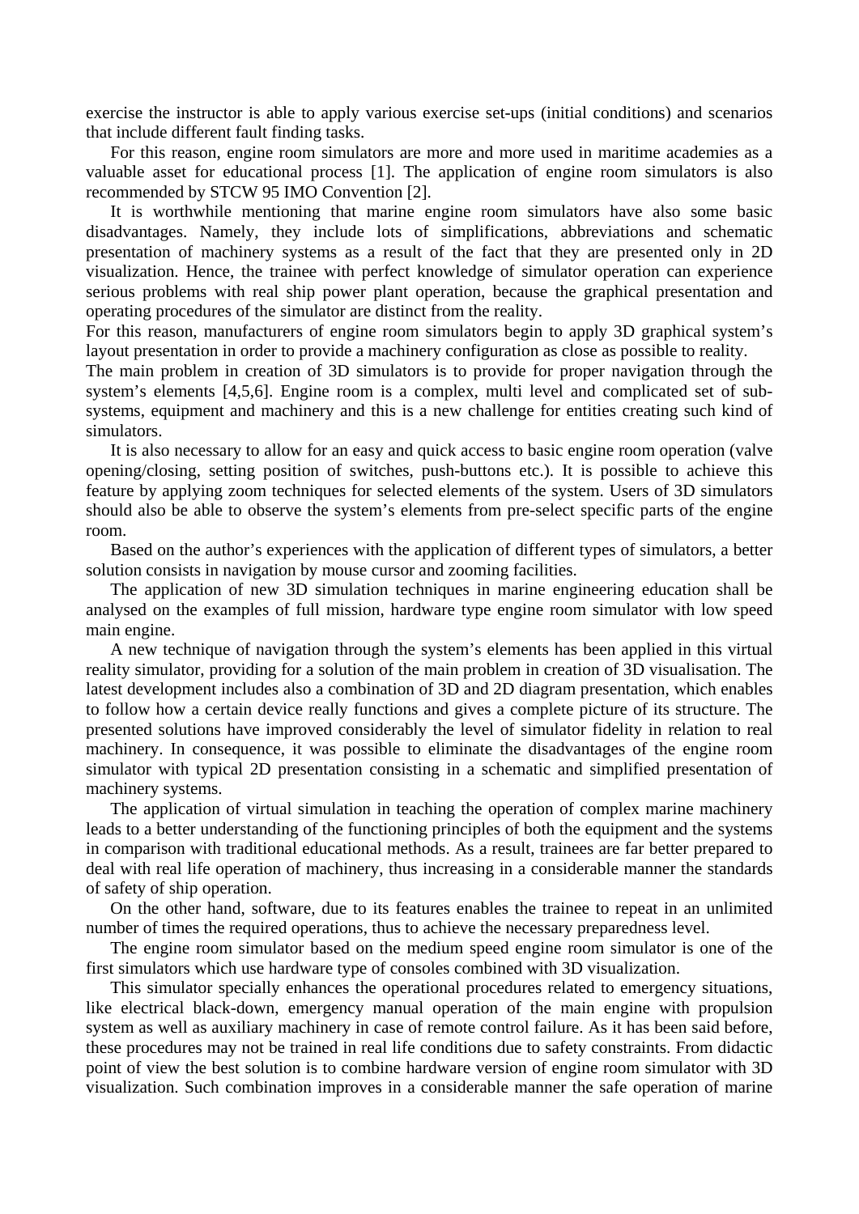exercise the instructor is able to apply various exercise set-ups (initial conditions) and scenarios that include different fault finding tasks.

For this reason, engine room simulators are more and more used in maritime academies as a valuable asset for educational process [1]. The application of engine room simulators is also recommended by STCW 95 IMO Convention [2].

It is worthwhile mentioning that marine engine room simulators have also some basic disadvantages. Namely, they include lots of simplifications, abbreviations and schematic presentation of machinery systems as a result of the fact that they are presented only in 2D visualization. Hence, the trainee with perfect knowledge of simulator operation can experience serious problems with real ship power plant operation, because the graphical presentation and operating procedures of the simulator are distinct from the reality.

For this reason, manufacturers of engine room simulators begin to apply 3D graphical system's layout presentation in order to provide a machinery configuration as close as possible to reality.

The main problem in creation of 3D simulators is to provide for proper navigation through the system's elements [4,5,6]. Engine room is a complex, multi level and complicated set of sub-systems, equipment and machinery and this is a new challenge for entities creating such kind of simulators.

It is also necessary to allow for an easy and quick access to basic engine room operation (valve opening/closing, setting position of switches, push-buttons etc.). It is possible to achieve this feature by applying zoom techniques for selected elements of the system. Users of 3D simulators should also be able to observe the system's elements from pre-select specific parts of the engine room.

Based on the author's experiences with the application of different types of simulators, a better solution consists in navigation by mouse cursor and zooming facilities.

The application of new 3D simulation techniques in marine engineering education shall be analysed on the examples of full mission, hardware type engine room simulator with low speed main engine.

A new technique of navigation through the system's elements has been applied in this virtual reality simulator, providing for a solution of the main problem in creation of 3D visualisation. The latest development includes also a combination of 3D and 2D diagram presentation, which enables to follow how a certain device really functions and gives a complete picture of its structure. The presented solutions have improved considerably the level of simulator fidelity in relation to real machinery. In consequence, it was possible to eliminate the disadvantages of the engine room simulator with typical 2D presentation consisting in a schematic and simplified presentation of machinery systems.

The application of virtual simulation in teaching the operation of complex marine machinery leads to a better understanding of the functioning principles of both the equipment and the systems in comparison with traditional educational methods. As a result, trainees are far better prepared to deal with real life operation of machinery, thus increasing in a considerable manner the standards of safety of ship operation.

On the other hand, software, due to its features enables the trainee to repeat in an unlimited number of times the required operations, thus to achieve the necessary preparedness level.

The engine room simulator based on the medium speed engine room simulator is one of the first simulators which use hardware type of consoles combined with 3D visualization.

This simulator specially enhances the operational procedures related to emergency situations, like electrical black-down, emergency manual operation of the main engine with propulsion system as well as auxiliary machinery in case of remote control failure. As it has been said before, these procedures may not be trained in real life conditions due to safety constraints. From didactic point of view the best solution is to combine hardware version of engine room simulator with 3D visualization. Such combination improves in a considerable manner the safe operation of marine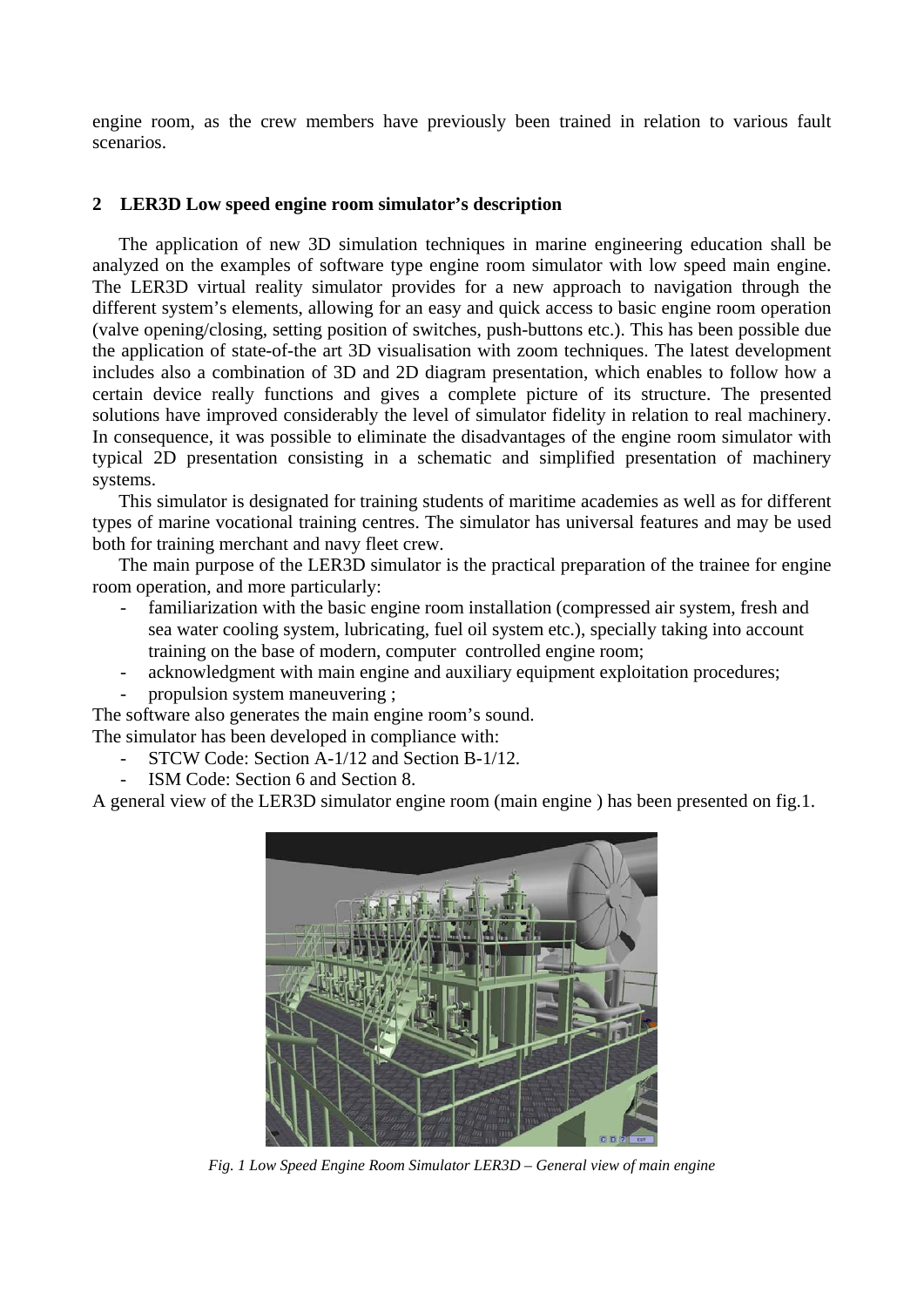engine room, as the crew members have previously been trained in relation to various fault scenarios.

## 2 LER3D Low speed engine room simulator's description

The application of new 3D simulation techniques in marine engineering education shall be analyzed on the examples of software type engine room simulator with low speed main engine. The LER3D virtual reality simulator provides for a new approach to navigation through the different system's elements, allowing for an easy and quick access to basic engine room operation (valve opening/closing, setting position of switches, push-buttons etc.). This has been possible due the application of state-of-the art 3D visualisation with zoom techniques. The latest development includes also a combination of 3D and 2D diagram presentation, which enables to follow how a certain device really functions and gives a complete picture of its structure. The presented solutions have improved considerably the level of simulator fidelity in relation to real machinery. In consequence, it was possible to eliminate the disadvantages of the engine room simulator with typical 2D presentation consisting in a schematic and simplified presentation of machinery systems.

This simulator is designated for training students of maritime academies as well as for different types of marine vocational training centres. The simulator has universal features and may be used both for training merchant and navy fleet crew.

The main purpose of the LER3D simulator is the practical preparation of the trainee for engine room operation, and more particularly:

- familiarization with the basic engine room installation (compressed air system, fresh and sea water cooling system, lubricating, fuel oil system etc.), specially taking into account training on the base of modern, computer controlled engine room;
- acknowledgment with main engine and auxiliary equipment exploitation procedures;
- propulsion system maneuvering ;

The software also generates the main engine room's sound.

The simulator has been developed in compliance with:

- STCW Code: Section A-1/12 and Section B-1/12.
- ISM Code: Section 6 and Section 8.

A general view of the LER3D simulator engine room (main engine ) has been presented on fig.1.

*Fig. 1 Low Speed Engine Room Simulator LER3D – General view of main engine*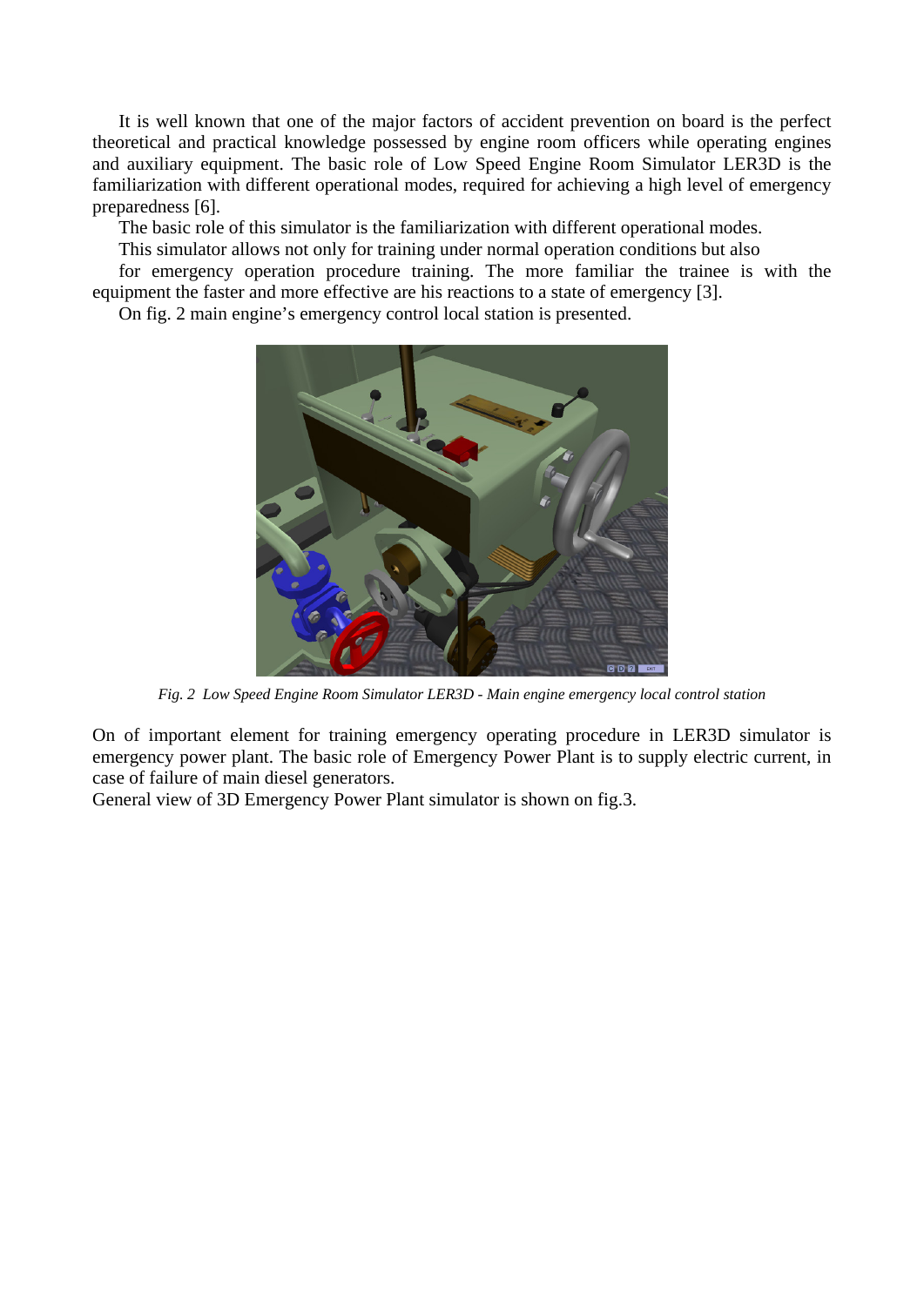It is well known that one of the major factors of accident prevention on board is the perfect theoretical and practical knowledge possessed by engine room officers while operating engines and auxiliary equipment. The basic role of Low Speed Engine Room Simulator LER3D is the familiarization with different operational modes, required for achieving a high level of emergency preparedness [6].

The basic role of this simulator is the familiarization with different operational modes.

This simulator allows not only for training under normal operation conditions but also for emergency operation procedure training. The more familiar the trainee is with the equipment the faster and more effective are his reactions to a state of emergency [3].

On fig. 2 main engine's emergency control local station is presented.

*Fig. 2 Low Speed Engine Room Simulator LER3D - Main engine emergency local control station*

On of important element for training emergency operating procedure in LER3D simulator is emergency power plant. The basic role of Emergency Power Plant is to supply electric current, in case of failure of main diesel generators.

General view of 3D Emergency Power Plant simulator is shown on fig.3.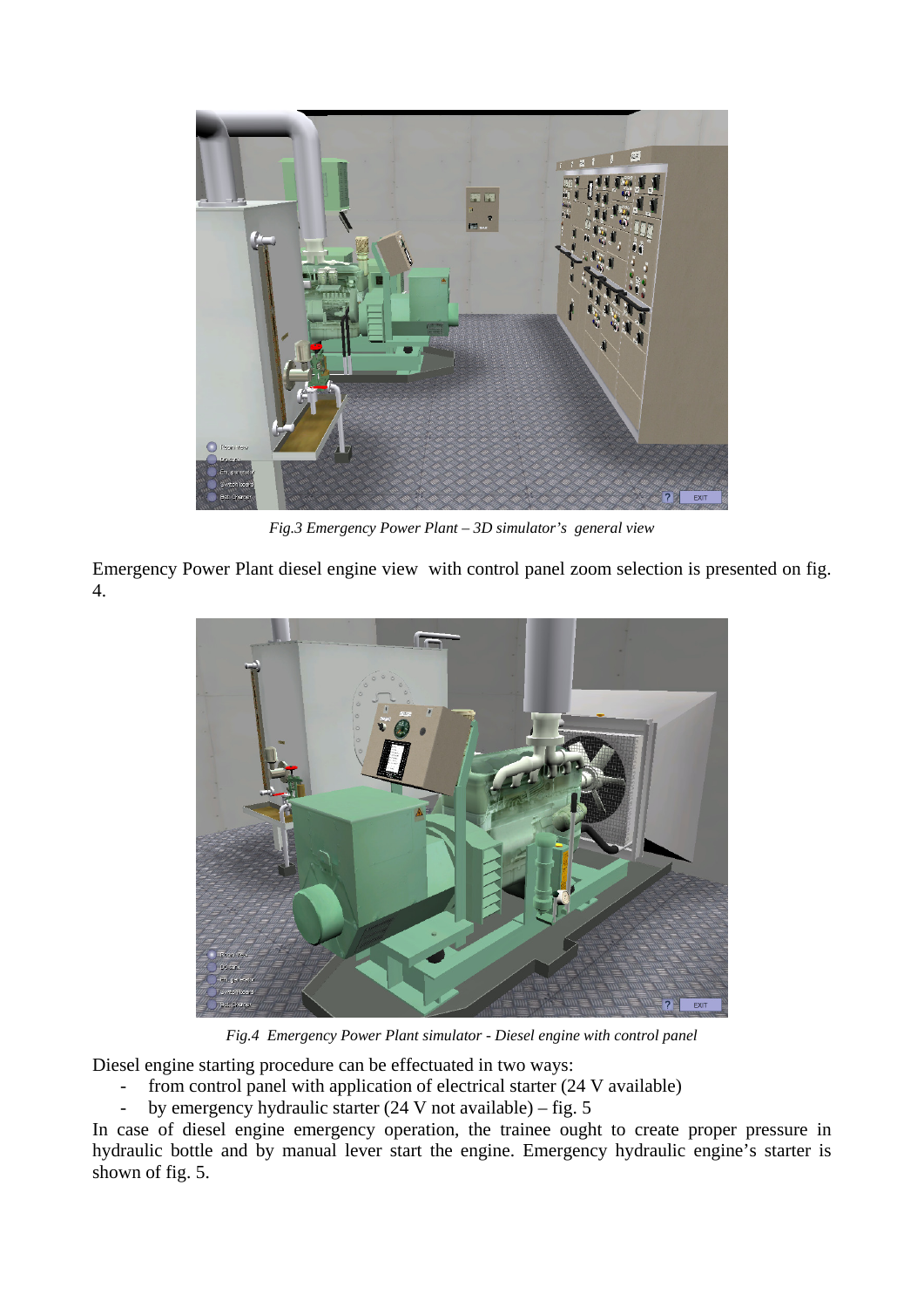*Fig.3 Emergency Power Plant – 3D simulator's general view*

Emergency Power Plant diesel engine view with control panel zoom selection is presented on fig. 4.

*Fig.4 Emergency Power Plant simulator - Diesel engine with control panel*

Diesel engine starting procedure can be effectuated in two ways:

- from control panel with application of electrical starter (24 V available)
- by emergency hydraulic starter (24 V not available) – fig. 5

In case of diesel engine emergency operation, the trainee ought to create proper pressure in hydraulic bottle and by manual lever start the engine. Emergency hydraulic engine's starter is shown of fig. 5.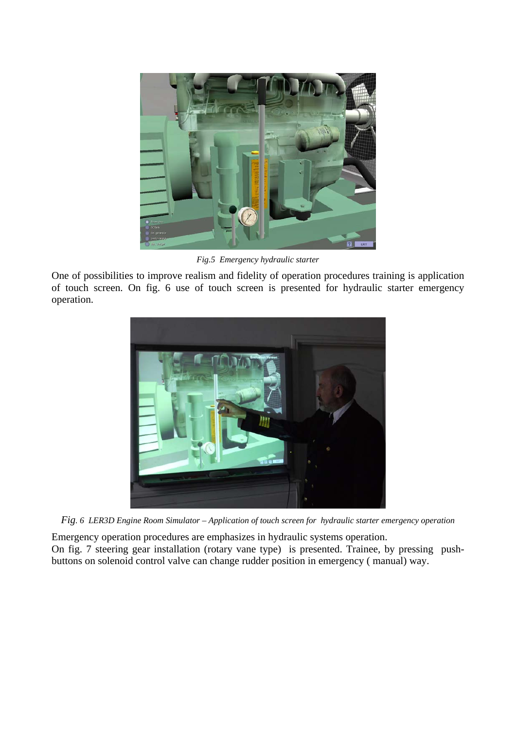*Fig.5 Emergency hydraulic starter*

One of possibilities to improve realism and fidelity of operation procedures training is application of touch screen. On fig. 6 use of touch screen is presented for hydraulic starter emergency operation.

*Fig. 6 LER3D Engine Room Simulator – Application of touch screen for hydraulic starter emergency operation*

Emergency operation procedures are emphasizes in hydraulic systems operation.
On fig. 7 steering gear installation (rotary vane type) is presented. Trainee, by pressing push-buttons on solenoid control valve can change rudder position in emergency ( manual) way.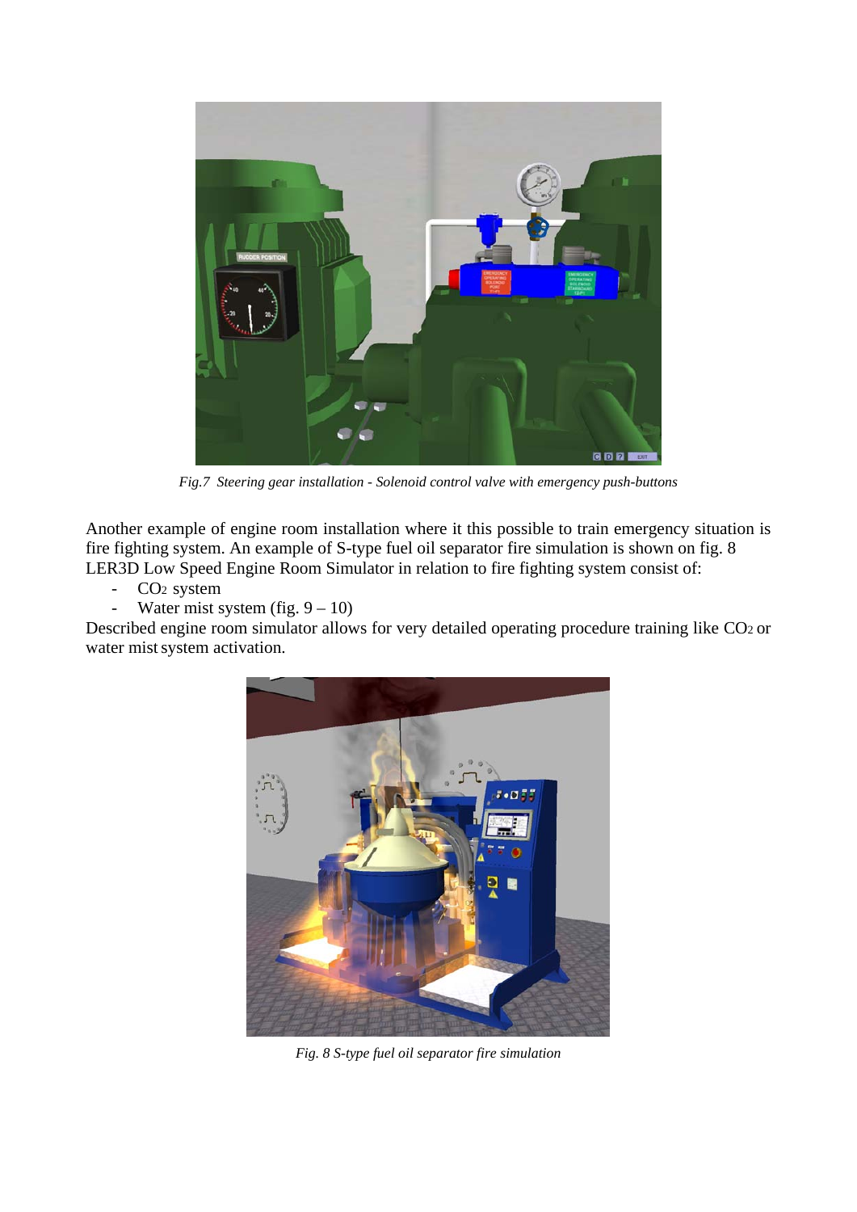*Fig.7 Steering gear installation - Solenoid control valve with emergency push-buttons*

Another example of engine room installation where it this possible to train emergency situation is fire fighting system. An example of S-type fuel oil separator fire simulation is shown on fig. 8 LER3D Low Speed Engine Room Simulator in relation to fire fighting system consist of:

- $CO_2$ system
- Water mist system (fig. 9 – 10)

Described engine room simulator allows for very detailed operating procedure training like $CO_2$ or water mist system activation.

*Fig. 8 S-type fuel oil separator fire simulation*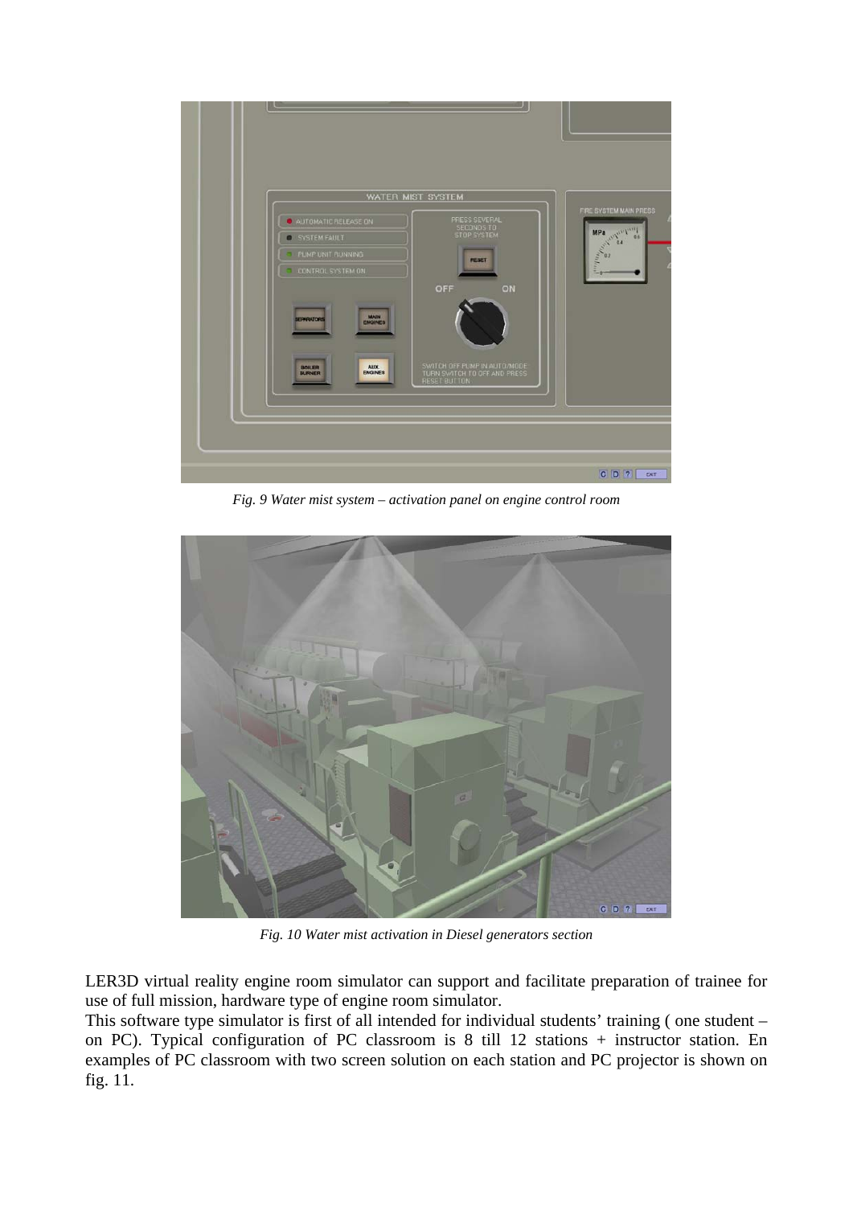*Fig. 9 Water mist system – activation panel on engine control room*

*Fig. 10 Water mist activation in Diesel generators section*

LER3D virtual reality engine room simulator can support and facilitate preparation of trainee for use of full mission, hardware type of engine room simulator.

This software type simulator is first of all intended for individual students' training ( one student – on PC). Typical configuration of PC classroom is 8 till 12 stations + instructor station. En examples of PC classroom with two screen solution on each station and PC projector is shown on fig. 11.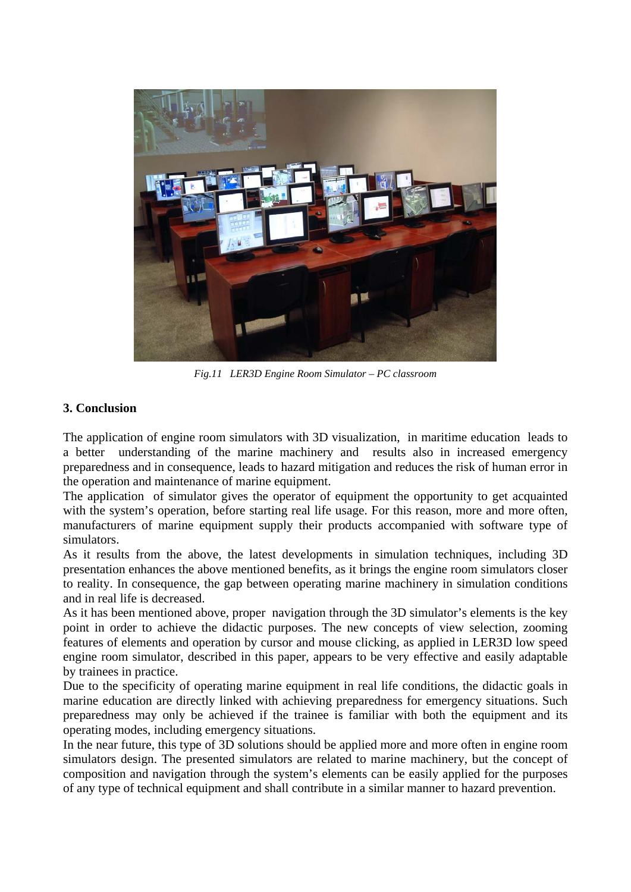*Fig.11 LER3D Engine Room Simulator – PC classroom*

## 3. Conclusion

The application of engine room simulators with 3D visualization, in maritime education leads to a better understanding of the marine machinery and results also in increased emergency preparedness and in consequence, leads to hazard mitigation and reduces the risk of human error in the operation and maintenance of marine equipment.

The application of simulator gives the operator of equipment the opportunity to get acquainted with the system's operation, before starting real life usage. For this reason, more and more often, manufacturers of marine equipment supply their products accompanied with software type of simulators.

As it results from the above, the latest developments in simulation techniques, including 3D presentation enhances the above mentioned benefits, as it brings the engine room simulators closer to reality. In consequence, the gap between operating marine machinery in simulation conditions and in real life is decreased.

As it has been mentioned above, proper navigation through the 3D simulator's elements is the key point in order to achieve the didactic purposes. The new concepts of view selection, zooming features of elements and operation by cursor and mouse clicking, as applied in LER3D low speed engine room simulator, described in this paper, appears to be very effective and easily adaptable by trainees in practice.

Due to the specificity of operating marine equipment in real life conditions, the didactic goals in marine education are directly linked with achieving preparedness for emergency situations. Such preparedness may only be achieved if the trainee is familiar with both the equipment and its operating modes, including emergency situations.

In the near future, this type of 3D solutions should be applied more and more often in engine room simulators design. The presented simulators are related to marine machinery, but the concept of composition and navigation through the system's elements can be easily applied for the purposes of any type of technical equipment and shall contribute in a similar manner to hazard prevention.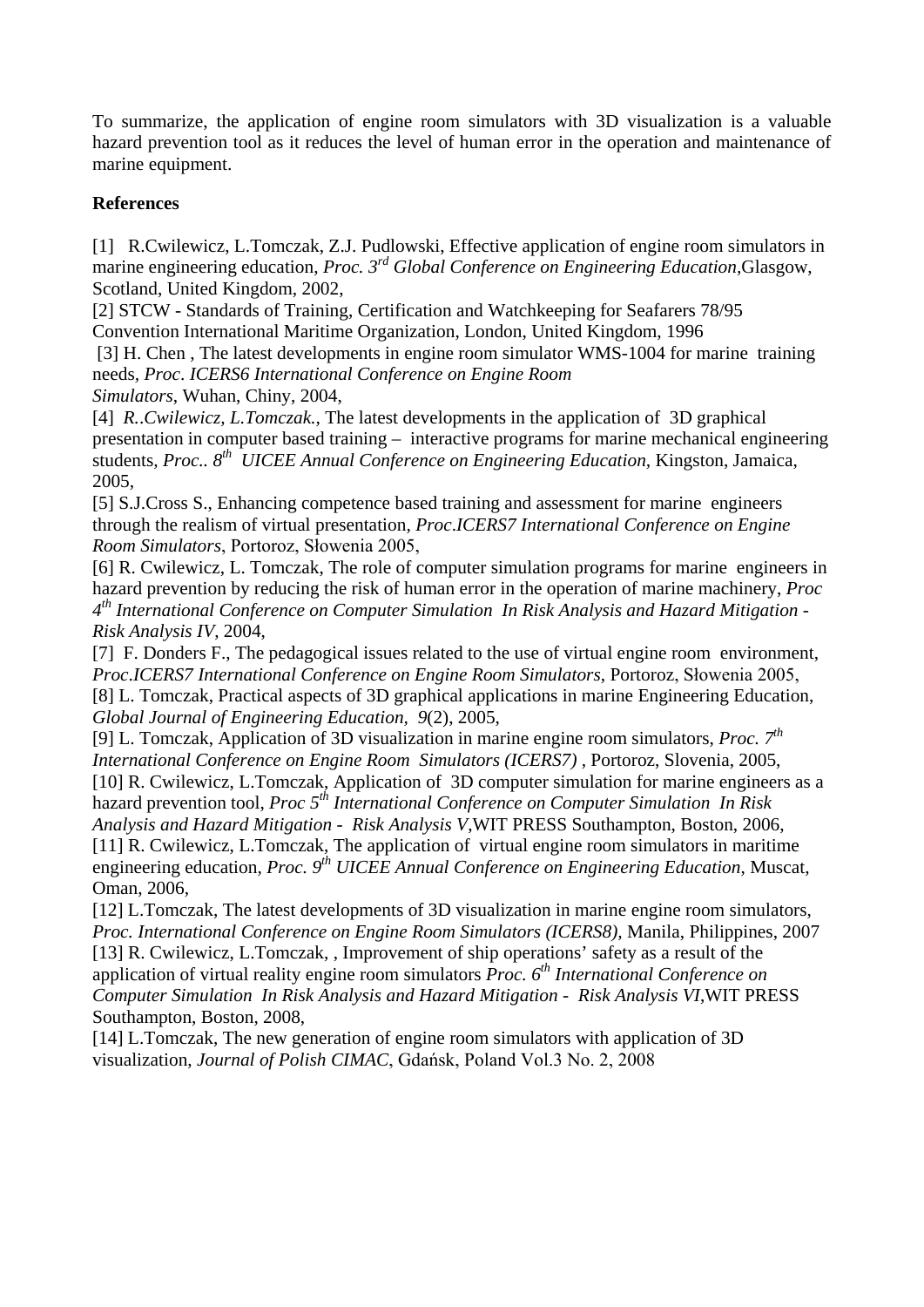To summarize, the application of engine room simulators with 3D visualization is a valuable hazard prevention tool as it reduces the level of human error in the operation and maintenance of marine equipment.

**References**

[1] R.Cwilewicz, L.Tomczak, Z.J. Pudlowski, Effective application of engine room simulators in marine engineering education, *Proc. 3rd Global Conference on Engineering Education,*Glasgow, Scotland, United Kingdom, 2002,

[2] STCW - Standards of Training, Certification and Watchkeeping for Seafarers 78/95 Convention International Maritime Organization, London, United Kingdom, 1996

[3] H. Chen , The latest developments in engine room simulator WMS-1004 for marine training needs, *Proc. ICERS6 International Conference on Engine Room Simulators*, Wuhan, Chiny, 2004,

[4] *R..Cwilewicz, L.Tomczak.,* The latest developments in the application of 3D graphical presentation in computer based training – interactive programs for marine mechanical engineering students, *Proc.. 8th UICEE Annual Conference on Engineering Education,* Kingston, Jamaica, 2005,

[5] S.J.Cross S., Enhancing competence based training and assessment for marine engineers through the realism of virtual presentation, *Proc.ICERS7 International Conference on Engine Room Simulators*, Portoroz, Słowenia 2005,

[6] R. Cwilewicz, L. Tomczak, The role of computer simulation programs for marine engineers in hazard prevention by reducing the risk of human error in the operation of marine machinery, *Proc 4th International Conference on Computer Simulation In Risk Analysis and Hazard Mitigation - Risk Analysis IV*, 2004,

[7] F. Donders F., The pedagogical issues related to the use of virtual engine room environment, *Proc.ICERS7 International Conference on Engine Room Simulators*, Portoroz, Słowenia 2005,

[8] L. Tomczak, Practical aspects of 3D graphical applications in marine Engineering Education, *Global Journal of Engineering Education, 9*(2), 2005,

[9] L. Tomczak, Application of 3D visualization in marine engine room simulators, *Proc. 7th International Conference on Engine Room Simulators (ICERS7)* , Portoroz, Slovenia, 2005,

[10] R. Cwilewicz, L.Tomczak, Application of 3D computer simulation for marine engineers as a hazard prevention tool, *Proc 5th International Conference on Computer Simulation In Risk Analysis and Hazard Mitigation - Risk Analysis V*,WIT PRESS Southampton, Boston, 2006,

[11] R. Cwilewicz, L.Tomczak, The application of virtual engine room simulators in maritime engineering education, *Proc. 9th UICEE Annual Conference on Engineering Education*, Muscat, Oman, 2006,

[12] L.Tomczak, The latest developments of 3D visualization in marine engine room simulators, *Proc. International Conference on Engine Room Simulators (ICERS8)*, Manila, Philippines, 2007

[13] R. Cwilewicz, L.Tomczak, , Improvement of ship operations' safety as a result of the application of virtual reality engine room simulators *Proc. 6th International Conference on Computer Simulation In Risk Analysis and Hazard Mitigation - Risk Analysis VI*,WIT PRESS Southampton, Boston, 2008,

[14] L.Tomczak, The new generation of engine room simulators with application of 3D visualization, *Journal of Polish CIMAC*, Gdańsk, Poland Vol.3 No. 2, 2008